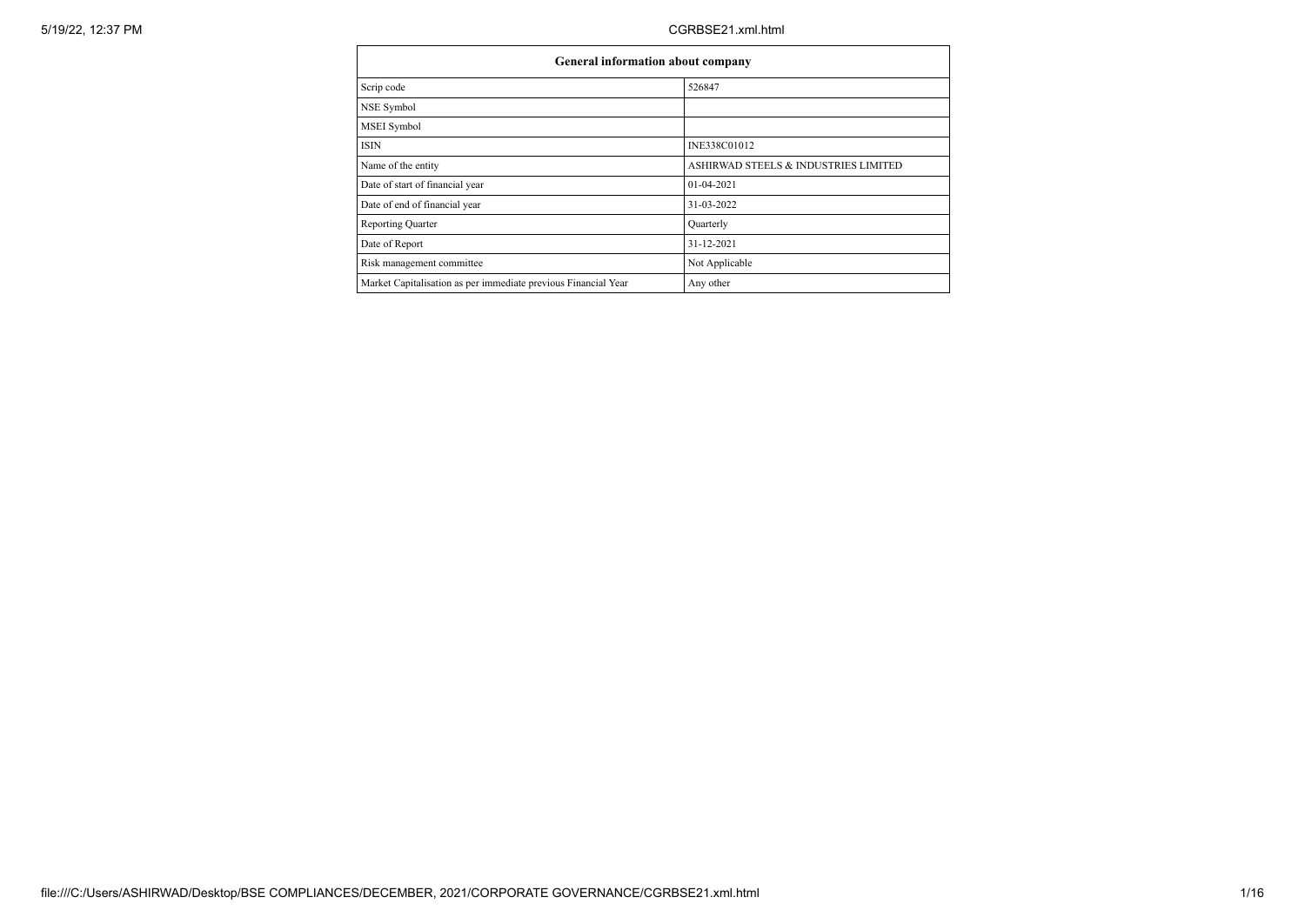| General information about company | |
|---|---|
| Scrip code | 526847 |
| NSE Symbol | |
| MSEI Symbol | |
| ISIN | INE338C01012 |
| Name of the entity | ASHIRWAD STEELS & INDUSTRIES LIMITED |
| Date of start of financial year | 01-04-2021 |
| Date of end of financial year | 31-03-2022 |
| Reporting Quarter | Quarterly |
| Date of Report | 31-12-2021 |
| Risk management committee | Not Applicable |
| Market Capitalisation as per immediate previous Financial Year | Any other |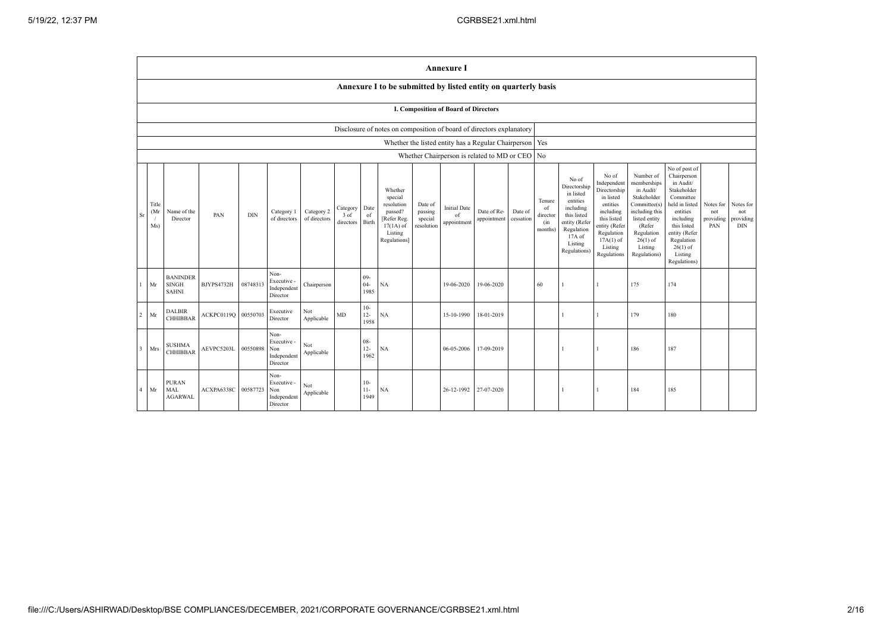# Annexure I

## Annexure I to be submitted by listed entity on quarterly basis

### I. Composition of Board of Directors

| Disclosure of notes on composition of board of directors explanatory | |
|---|---|
| Whether the listed entity has a Regular Chairperson | Yes |
| Whether Chairperson is related to MD or CEO | No |

| Sr | Title (Mr / Ms) | Name of the Director | PAN | DIN | Category 1 of directors | Category 2 of directors | Category 3 of directors | Date of Birth | Whether special resolution passed? [Refer Reg. 17(1A) of Listing Regulations] | Date of passing special resolution | Initial Date of appointment | Date of Re-appointment | Date of cessation | Tenure of director (in months) | No of Directorship in listed entities including this listed entity (Refer Regulation 17A of Listing Regulations) | No of Independent Directorship in listed entities including this listed entity (Refer Regulation 17A(1) of Listing Regulations | Number of memberships in Audit/ Stakeholder Committee(s) including this listed entity (Refer Regulation 26(1) of Listing Regulations) | No of post of Chairperson in Audit/ Stakeholder Committee held in listed entities including this listed entity (Refer Regulation 26(1) of Listing Regulations) | Notes for not providing PAN | Notes for not providing DIN |
|---|---|---|---|---|---|---|---|---|---|---|---|---|---|---|---|---|---|---|---|---|
| 1 | Mr | BANINDER SINGH SAHNI | BJYPS4732H | 08748313 | Non-Executive - Independent Director | Chairperson | | 09-04-1985 | NA | | 19-06-2020 | 19-06-2020 | | 60 | 1 | 1 | 175 | 174 | | |
| 2 | Mr | DALBIR CHHIBBAR | ACKPC0119Q | 00550703 | Executive Director | Not Applicable | MD | 10-12-1958 | NA | | 15-10-1990 | 18-01-2019 | | | 1 | 1 | 179 | 180 | | |
| 3 | Mrs | SUSHMA CHHIBBAR | AEVPC5203L | 00550898 | Non-Executive - Non Independent Director | Not Applicable | | 08-12-1962 | NA | | 06-05-2006 | 17-09-2019 | | | 1 | 1 | 186 | 187 | | |
| 4 | Mr | PURAN MAL AGARWAL | ACXPA6338C | 00587723 | Non-Executive - Non Independent Director | Not Applicable | | 10-11-1949 | NA | | 26-12-1992 | 27-07-2020 | | | 1 | 1 | 184 | 185 | | |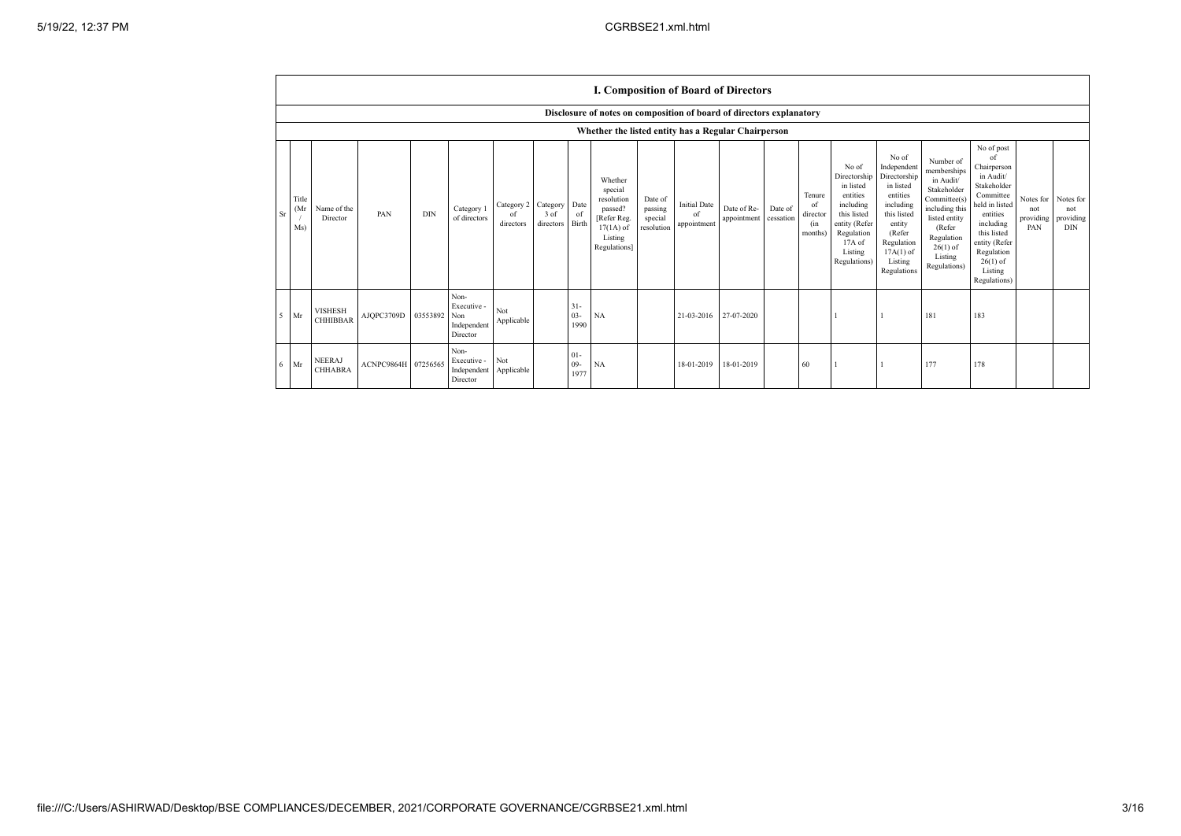# I. Composition of Board of Directors

## Disclosure of notes on composition of board of directors explanatory

### Whether the listed entity has a Regular Chairperson

| Sr | Title (Mr / Ms) | Name of the Director | PAN | DIN | Category 1 of directors | Category 2 of directors | Category 3 of directors | Date of Birth | Whether special resolution passed? [Refer Reg. 17(1A) of Listing Regulations] | Date of passing special resolution | Initial Date of appointment | Date of Re-appointment | Date of cessation | Tenure of director (in months) | No of Directorship in listed entities including this listed entity (Refer Regulation 17A of Listing Regulations) | No of Independent Directorship in listed entities including this listed entity (Refer Regulation 17A(1) of Listing Regulations | Number of memberships in Audit/ Stakeholder Committee(s) including this listed entity (Refer Regulation 26(1) of Listing Regulations) | No of post of Chairperson in Audit/ Stakeholder Committee held in listed entities including this listed entity (Refer Regulation 26(1) of Listing Regulations) | Notes for not providing PAN | Notes for not providing DIN |
|---|---|---|---|---|---|---|---|---|---|---|---|---|---|---|---|---|---|---|---|---|
| 5 | Mr | VISHESH CHHIBBAR | AJQPC3709D | 03553892 | Non-Executive - Non Independent Director | Not Applicable | | 31-03-1990 | NA | | 21-03-2016 | 27-07-2020 | | | 1 | 1 | 181 | 183 | | |
| 6 | Mr | NEERAJ CHHABRA | ACNPC9864H | 07256565 | Non-Executive - Independent Director | Not Applicable | | 01-09-1977 | NA | | 18-01-2019 | 18-01-2019 | | 60 | 1 | 1 | 177 | 178 | | |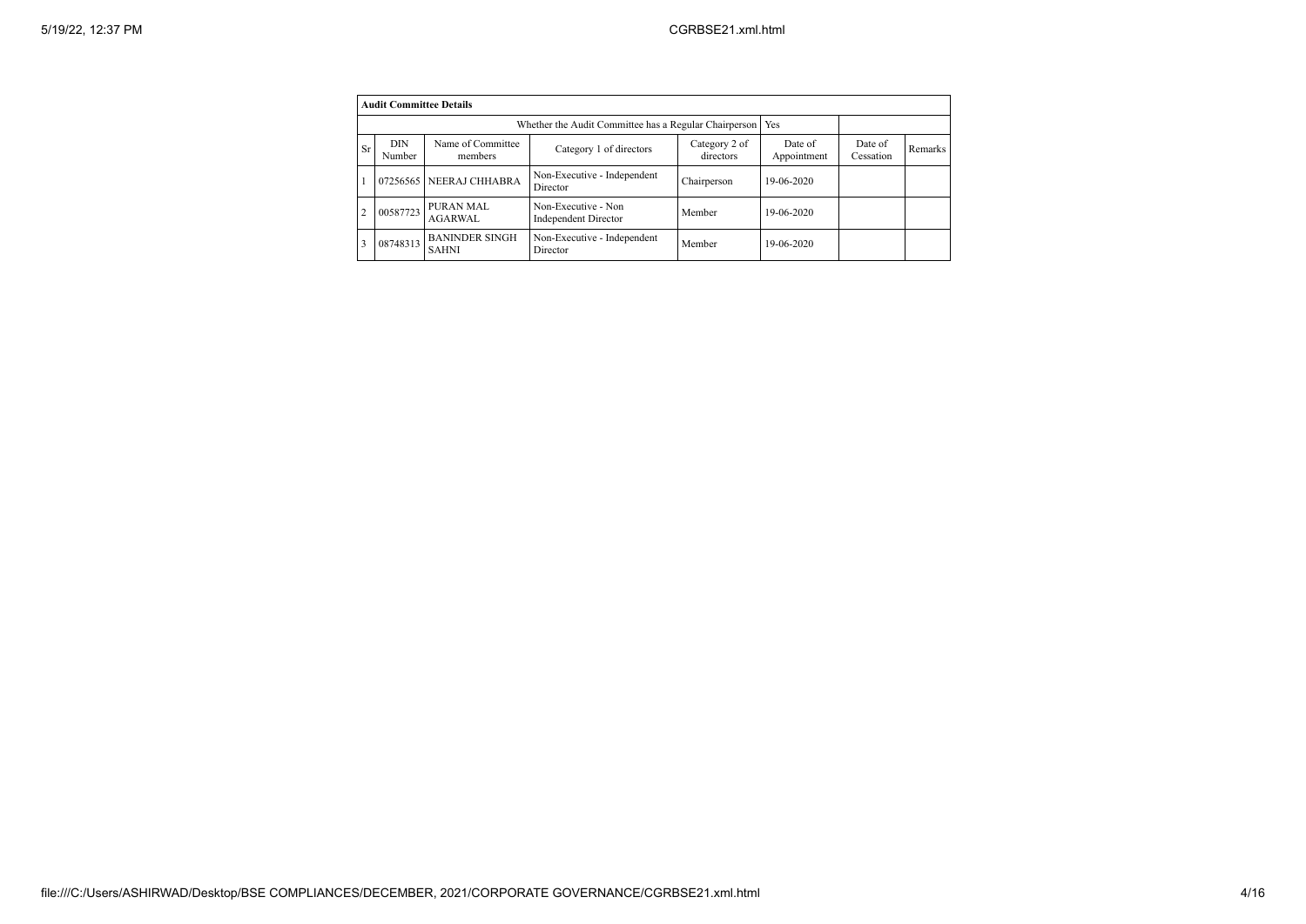| **Audit Committee Details** | | | | | | | |
|---|---|---|---|---|---|---|---|
| Whether the Audit Committee has a Regular Chairperson | | | | | Yes | | |
| Sr | DIN Number | Name of Committee members | Category 1 of directors | Category 2 of directors | Date of Appointment | Date of Cessation | Remarks |
| 1 | 07256565 | NEERAJ CHHABRA | Non-Executive - Independent Director | Chairperson | 19-06-2020 | | |
| 2 | 00587723 | PURAN MAL AGARWAL | Non-Executive - Non Independent Director | Member | 19-06-2020 | | |
| 3 | 08748313 | BANINDER SINGH SAHNI | Non-Executive - Independent Director | Member | 19-06-2020 | | |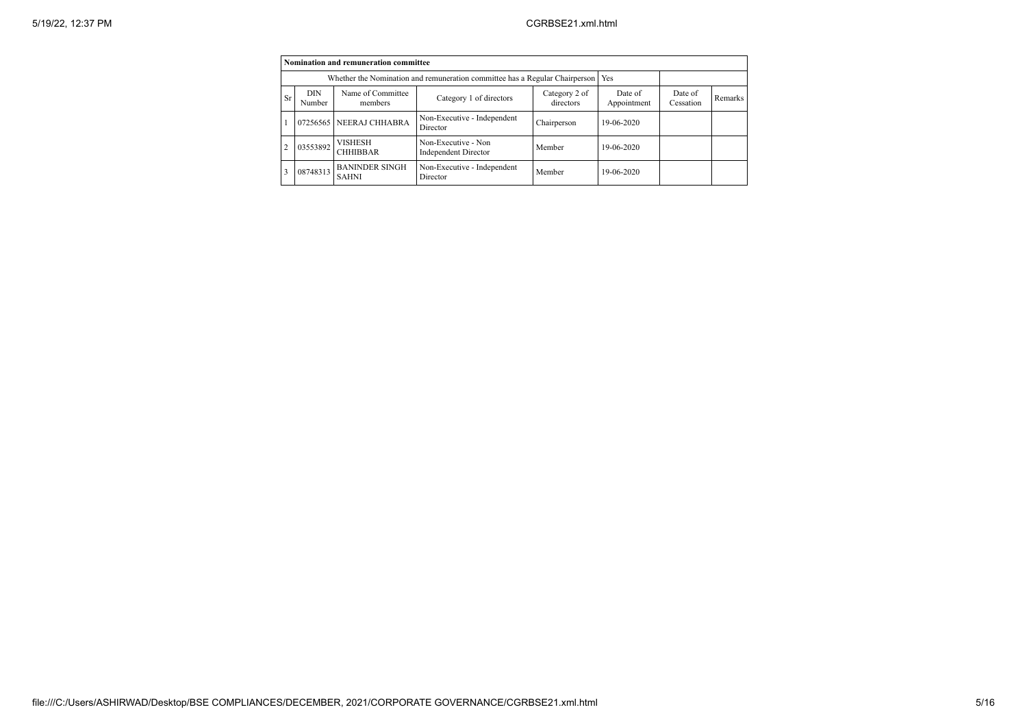| Nomination and remuneration committee | | | | | | | |
|---|---|---|---|---|---|---|---|
| Whether the Nomination and remuneration committee has a Regular Chairperson | | | | | Yes | | |
| Sr | DIN Number | Name of Committee members | Category 1 of directors | Category 2 of directors | Date of Appointment | Date of Cessation | Remarks |
| 1 | 07256565 | NEERAJ CHHABRA | Non-Executive - Independent Director | Chairperson | 19-06-2020 | | |
| 2 | 03553892 | VISHESH CHHIBBAR | Non-Executive - Non Independent Director | Member | 19-06-2020 | | |
| 3 | 08748313 | BANINDER SINGH SAHNI | Non-Executive - Independent Director | Member | 19-06-2020 | | |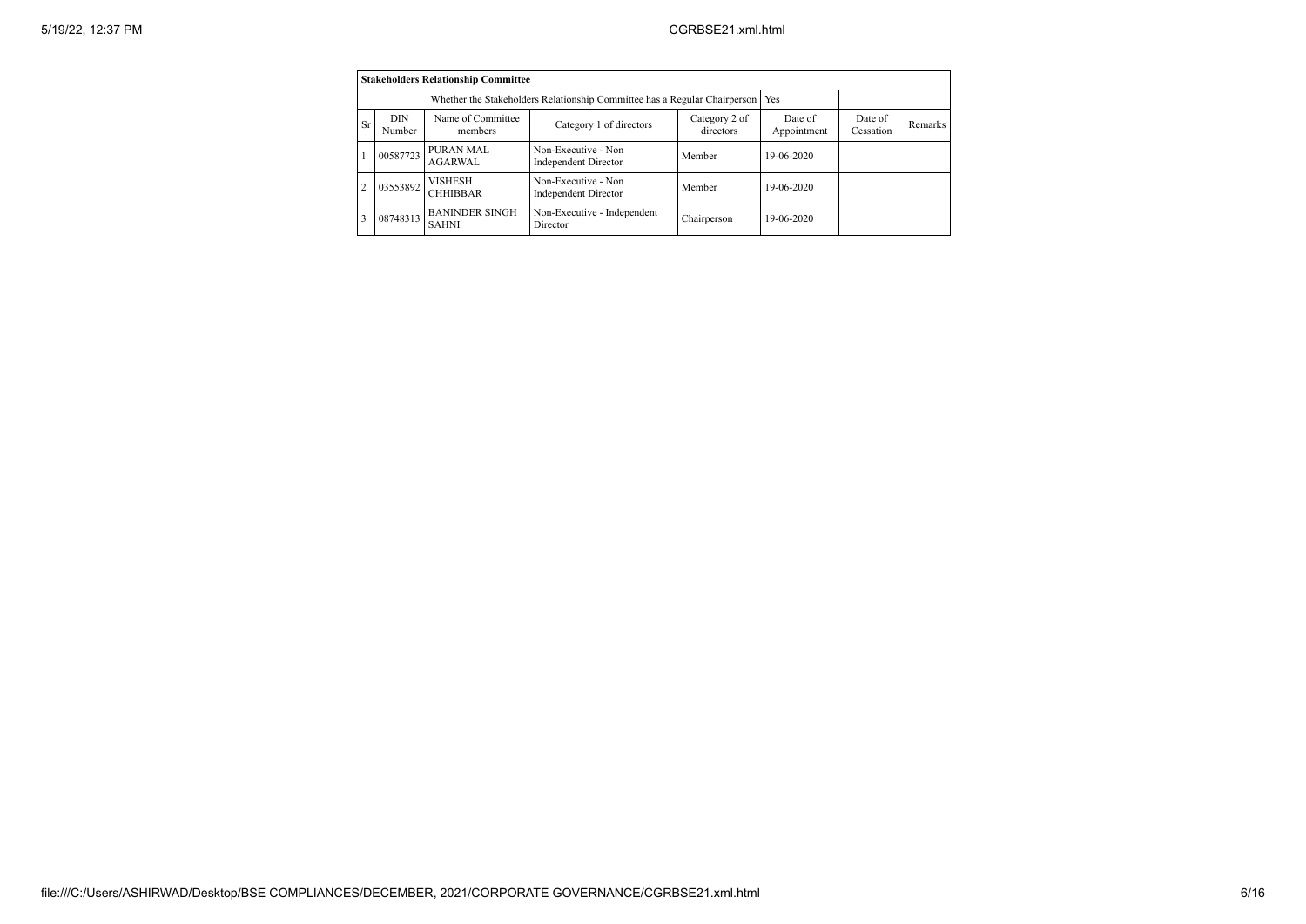| Stakeholders Relationship Committee | | | | | | | |
|---|---|---|---|---|---|---|---|
| Whether the Stakeholders Relationship Committee has a Regular Chairperson | | | | | Yes | | |
| Sr | DIN Number | Name of Committee members | Category 1 of directors | Category 2 of directors | Date of Appointment | Date of Cessation | Remarks |
| 1 | 00587723 | PURAN MAL AGARWAL | Non-Executive - Non Independent Director | Member | 19-06-2020 | | |
| 2 | 03553892 | VISHESH CHHIBBAR | Non-Executive - Non Independent Director | Member | 19-06-2020 | | |
| 3 | 08748313 | BANINDER SINGH SAHNI | Non-Executive - Independent Director | Chairperson | 19-06-2020 | | |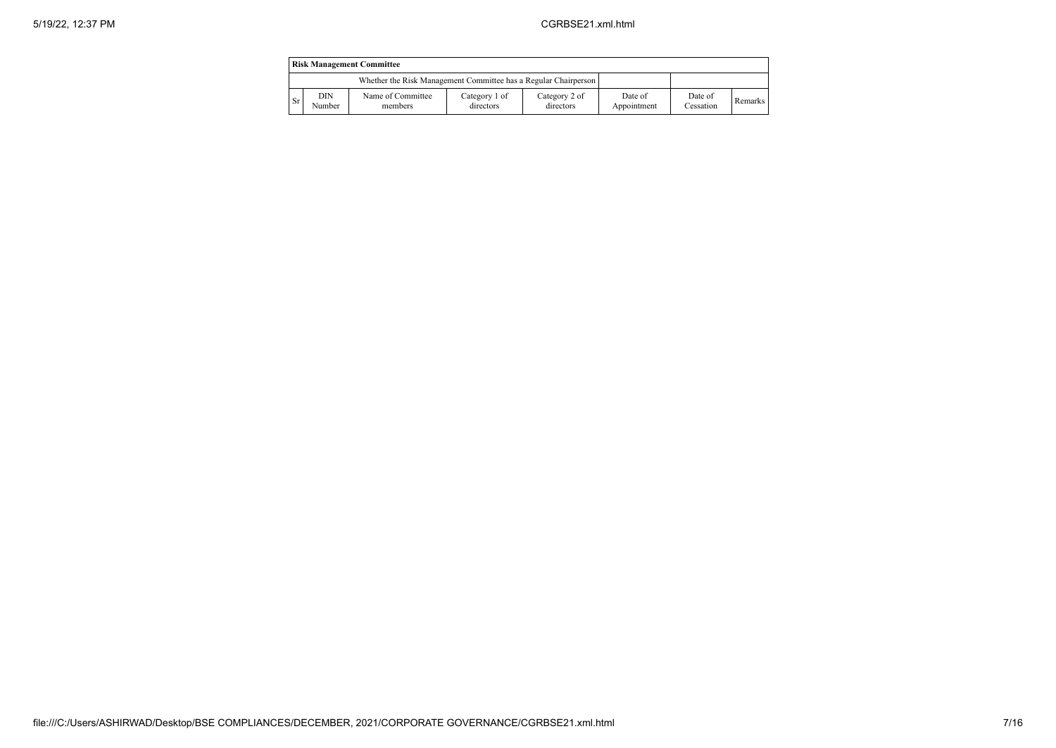| Risk Management Committee | | | | | | | |
|---|---|---|---|---|---|---|---|
| Whether the Risk Management Committee has a Regular Chairperson | | | | | | | |
| Sr | DIN Number | Name of Committee members | Category 1 of directors | Category 2 of directors | Date of Appointment | Date of Cessation | Remarks |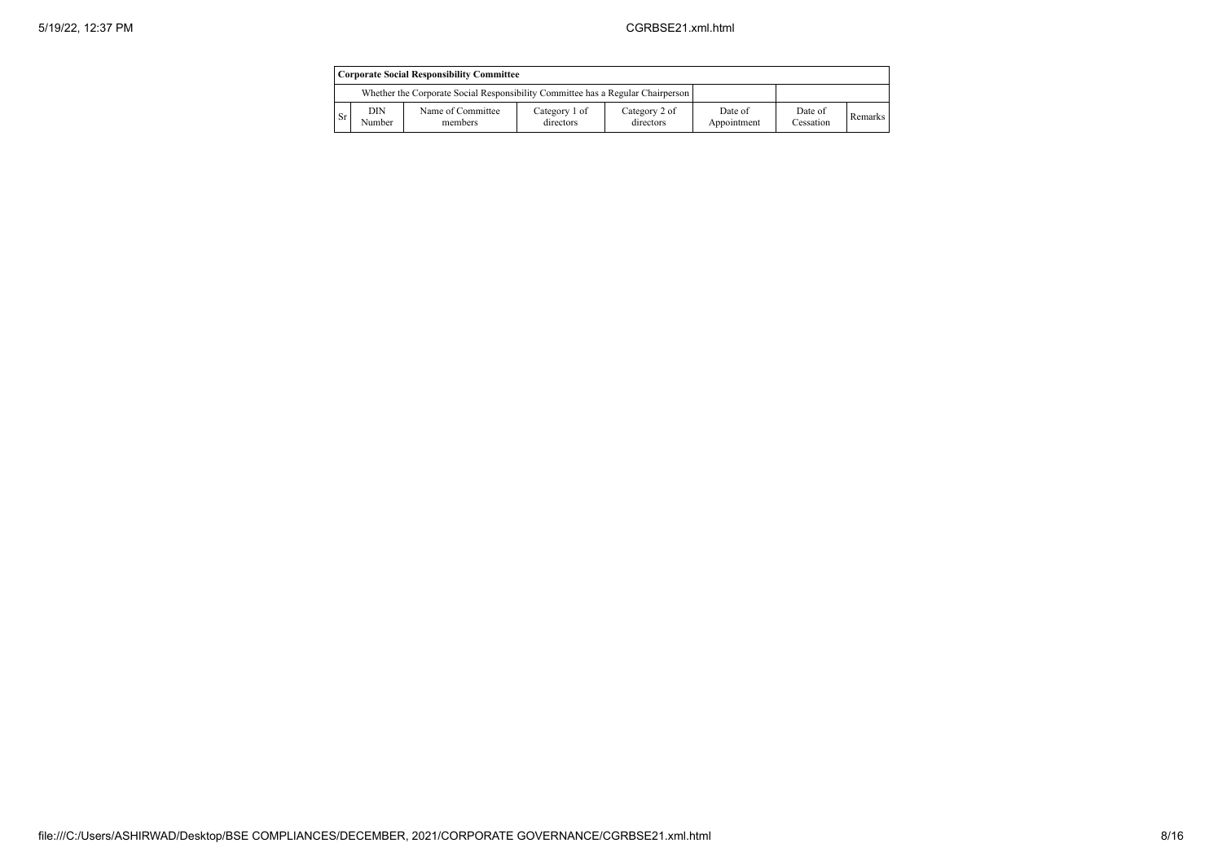| Corporate Social Responsibility Committee | | | | | | | |
|---|---|---|---|---|---|---|---|
| Whether the Corporate Social Responsibility Committee has a Regular Chairperson | | | | | | | |
| Sr | DIN Number | Name of Committee members | Category 1 of directors | Category 2 of directors | Date of Appointment | Date of Cessation | Remarks |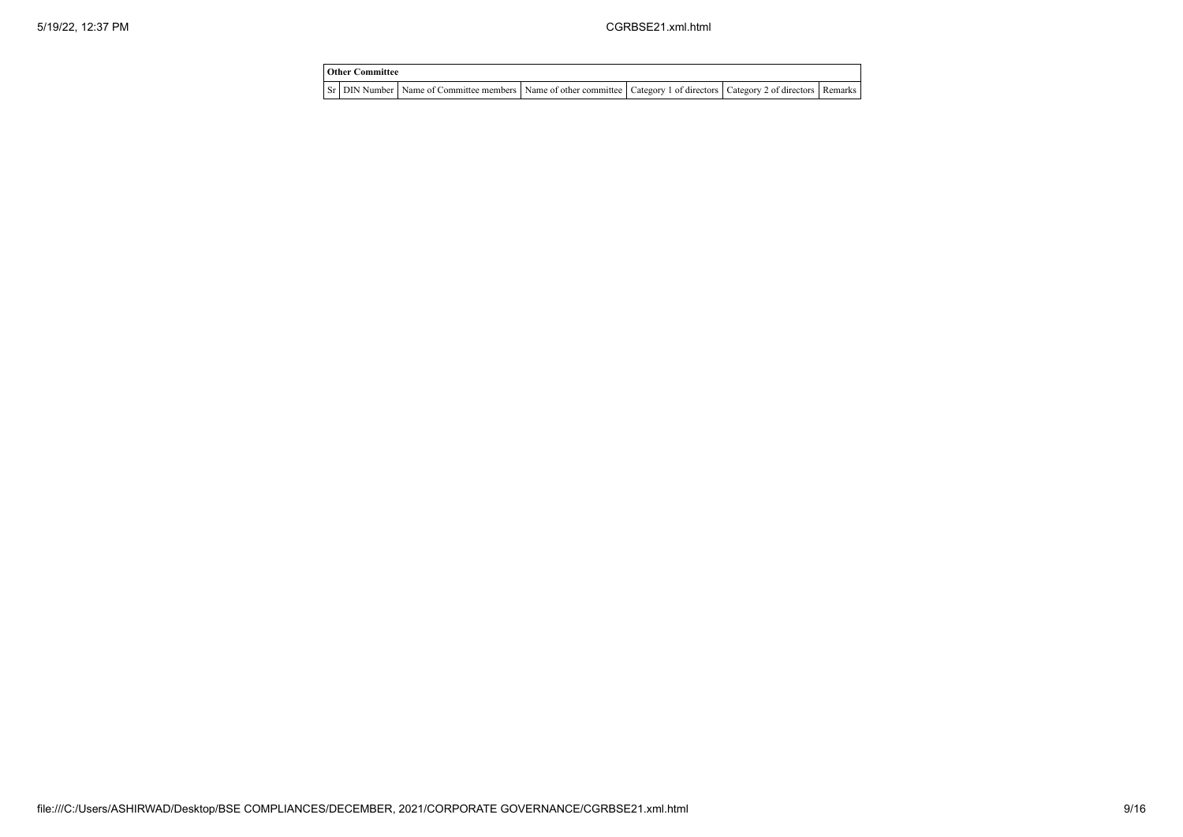| Other Committee | | | | | | |
|---|---|---|---|---|---|---|
| Sr | DIN Number | Name of Committee members | Name of other committee | Category 1 of directors | Category 2 of directors | Remarks |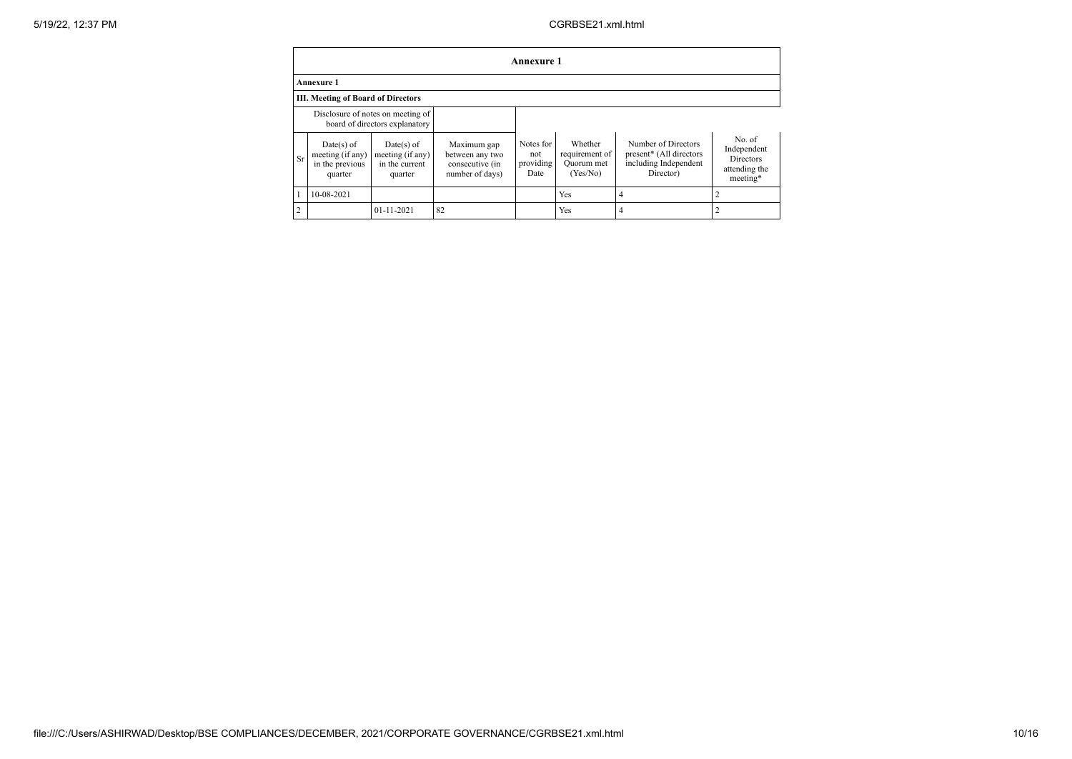## Annexure 1

**Annexure 1**

**III. Meeting of Board of Directors**

| Disclosure of notes on meeting of board of directors explanatory | | | | | | | |
|---|---|---|---|---|---|---|---|
| Sr | Date(s) of meeting (if any) in the previous quarter | Date(s) of meeting (if any) in the current quarter | Maximum gap between any two consecutive (in number of days) | Notes for not providing Date | Whether requirement of Quorum met (Yes/No) | Number of Directors present* (All directors including Independent Director) | No. of Independent Directors attending the meeting* |
| 1 | 10-08-2021 | | | | Yes | 4 | 2 |
| 2 | | 01-11-2021 | 82 | | Yes | 4 | 2 |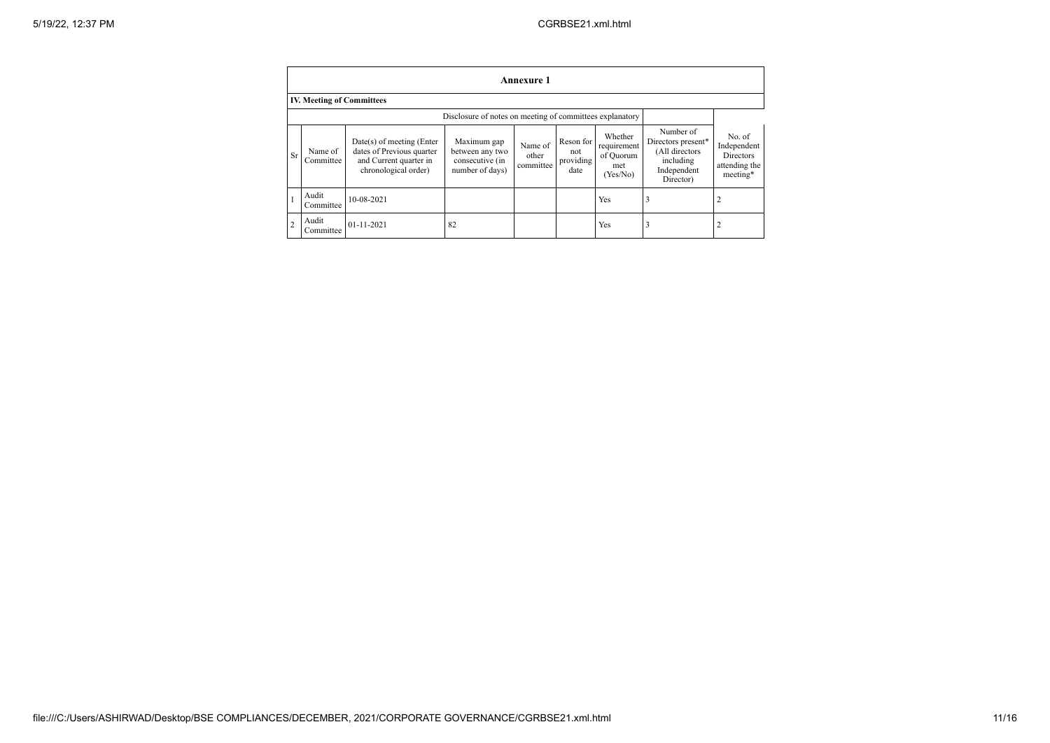## Annexure 1

### IV. Meeting of Committees

Disclosure of notes on meeting of committees explanatory

| Sr | Name of Committee | Date(s) of meeting (Enter dates of Previous quarter and Current quarter in chronological order) | Maximum gap between any two consecutive (in number of days) | Name of other committee | Reson for not providing date | Whether requirement of Quorum met (Yes/No) | Number of Directors present* (All directors including Independent Director) | No. of Independent Directors attending the meeting* |
|---|---|---|---|---|---|---|---|---|
| 1 | Audit Committee | 10-08-2021 | | | | Yes | 3 | 2 |
| 2 | Audit Committee | 01-11-2021 | 82 | | | Yes | 3 | 2 |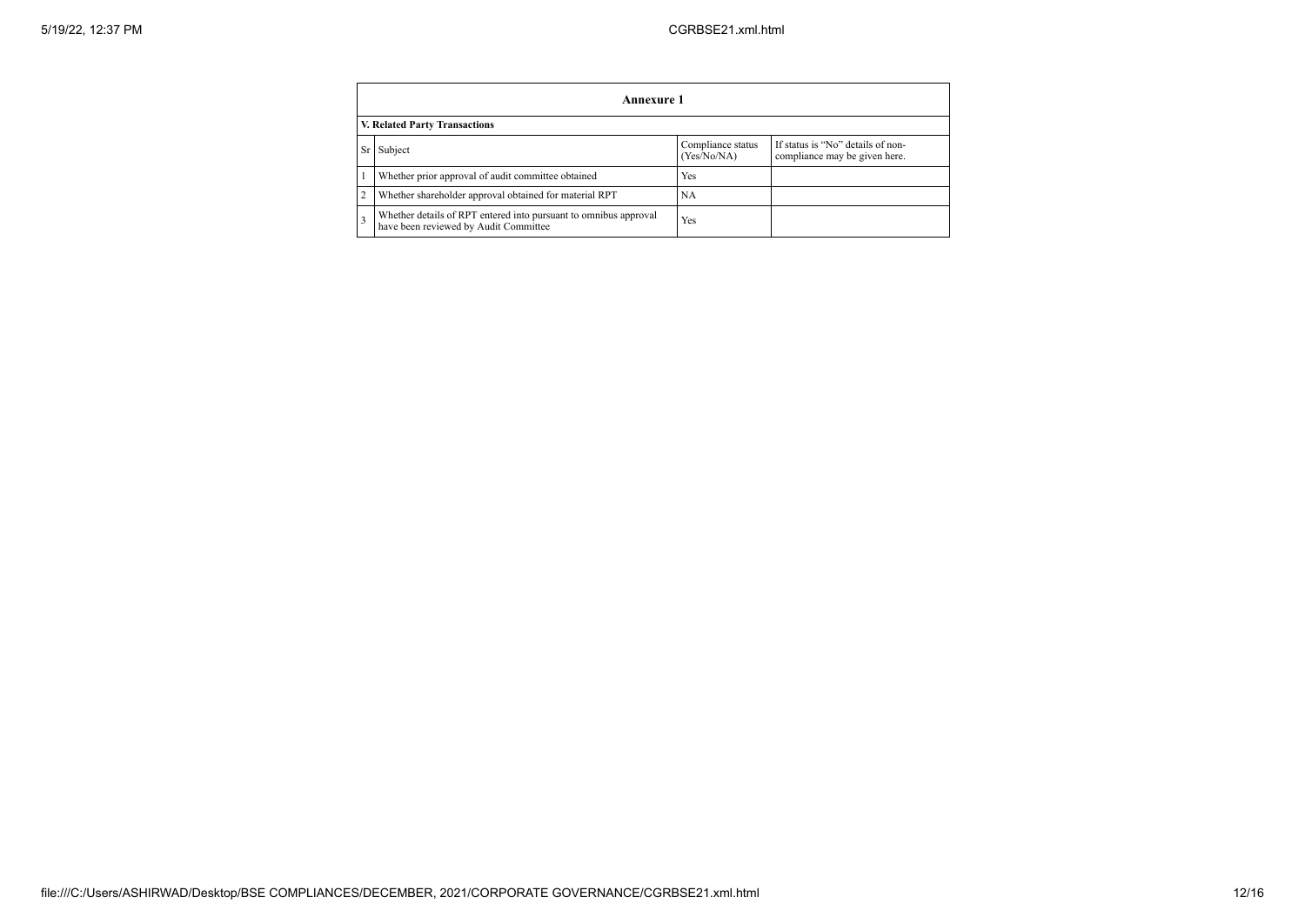| Annexure 1 | | | |
|---|---|---|---|
| **V. Related Party Transactions** | | | |
| Sr | Subject | Compliance status (Yes/No/NA) | If status is "No" details of non-compliance may be given here. |
| 1 | Whether prior approval of audit committee obtained | Yes | |
| 2 | Whether shareholder approval obtained for material RPT | NA | |
| 3 | Whether details of RPT entered into pursuant to omnibus approval have been reviewed by Audit Committee | Yes | |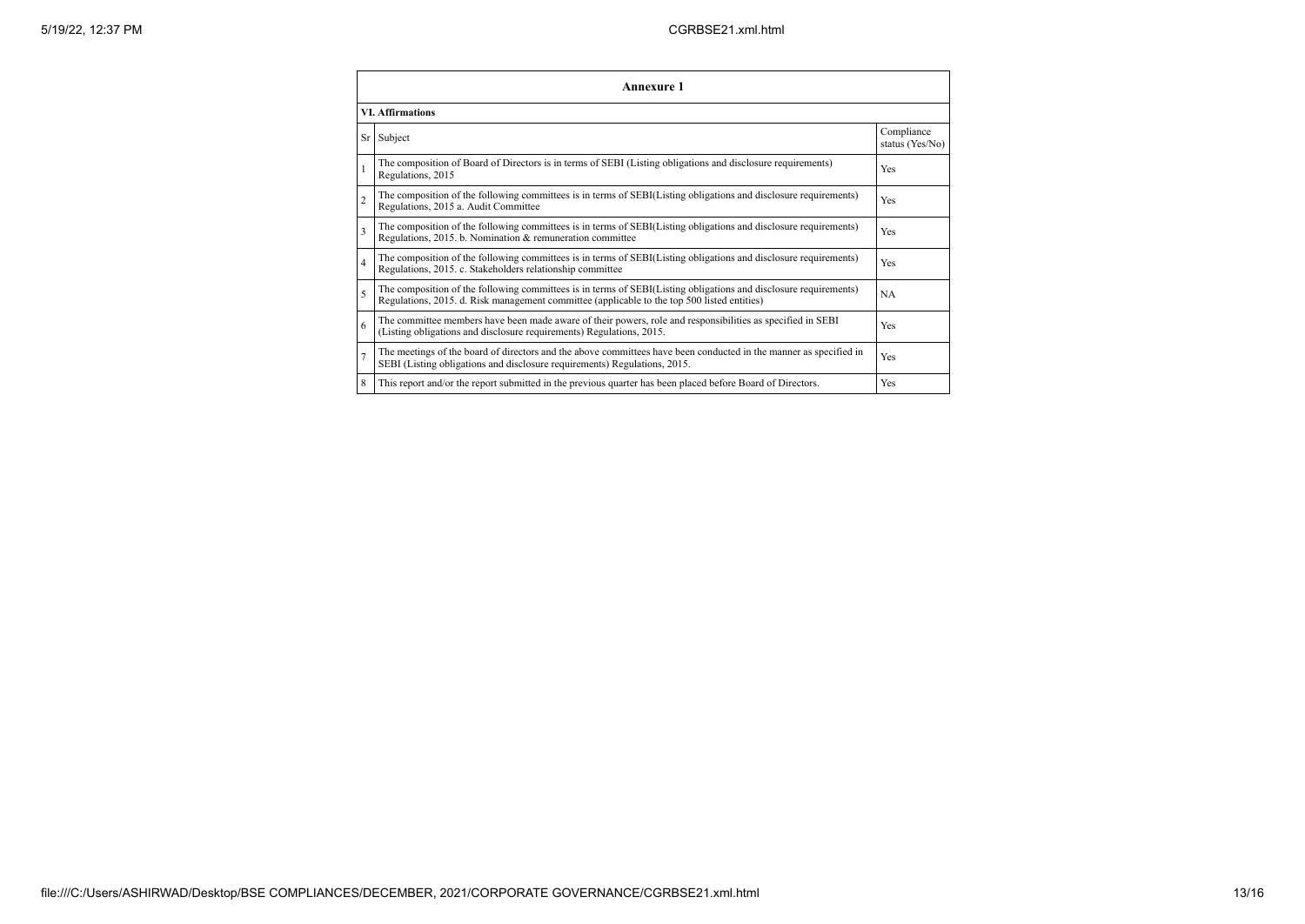## Annexure 1

### VI. Affirmations

| Sr | Subject | Compliance status (Yes/No) |
|---|---|---|
| 1 | The composition of Board of Directors is in terms of SEBI (Listing obligations and disclosure requirements) Regulations, 2015 | Yes |
| 2 | The composition of the following committees is in terms of SEBI(Listing obligations and disclosure requirements) Regulations, 2015 a. Audit Committee | Yes |
| 3 | The composition of the following committees is in terms of SEBI(Listing obligations and disclosure requirements) Regulations, 2015. b. Nomination & remuneration committee | Yes |
| 4 | The composition of the following committees is in terms of SEBI(Listing obligations and disclosure requirements) Regulations, 2015. c. Stakeholders relationship committee | Yes |
| 5 | The composition of the following committees is in terms of SEBI(Listing obligations and disclosure requirements) Regulations, 2015. d. Risk management committee (applicable to the top 500 listed entities) | NA |
| 6 | The committee members have been made aware of their powers, role and responsibilities as specified in SEBI (Listing obligations and disclosure requirements) Regulations, 2015. | Yes |
| 7 | The meetings of the board of directors and the above committees have been conducted in the manner as specified in SEBI (Listing obligations and disclosure requirements) Regulations, 2015. | Yes |
| 8 | This report and/or the report submitted in the previous quarter has been placed before Board of Directors. | Yes |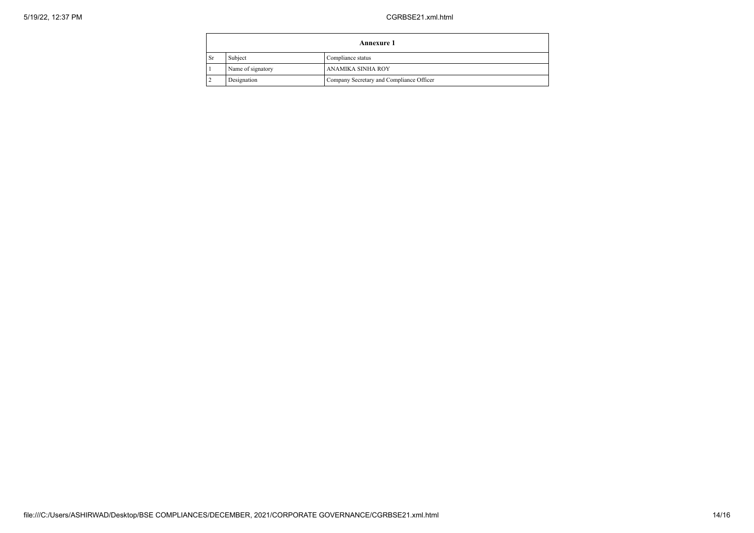| Annexure 1 | | |
|---|---|---|
| Sr | Subject | Compliance status |
| 1 | Name of signatory | ANAMIKA SINHA ROY |
| 2 | Designation | Company Secretary and Compliance Officer |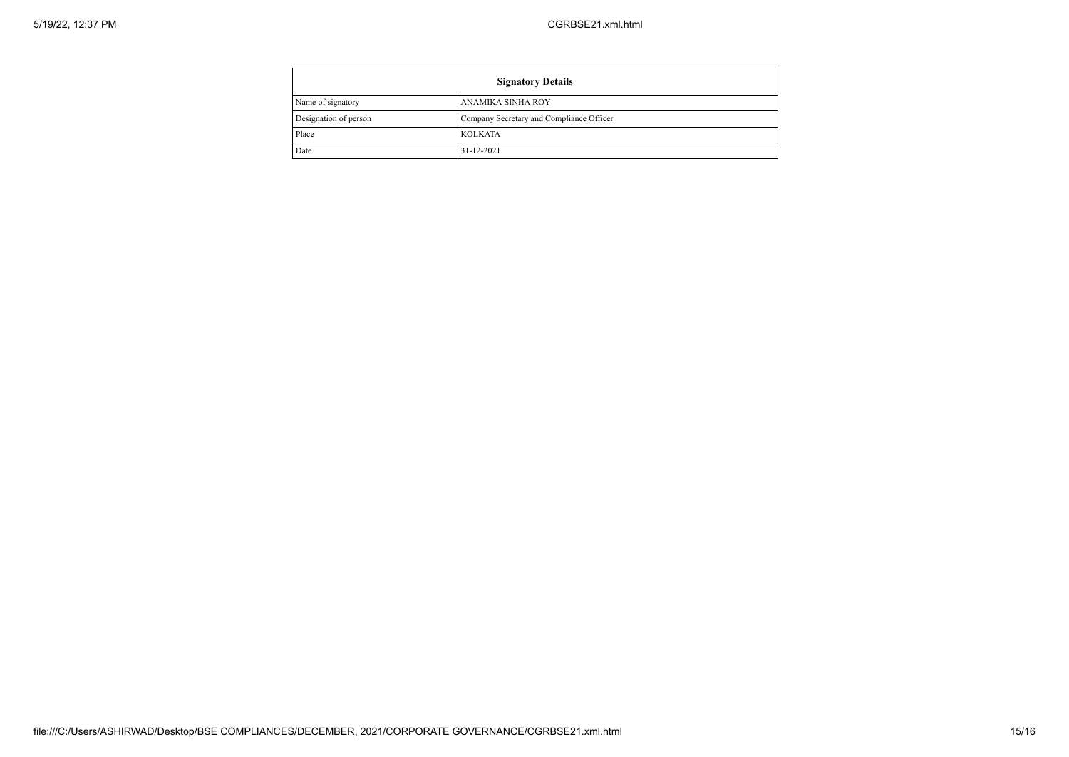| Signatory Details | |
|---|---|
| Name of signatory | ANAMIKA SINHA ROY |
| Designation of person | Company Secretary and Compliance Officer |
| Place | KOLKATA |
| Date | 31-12-2021 |